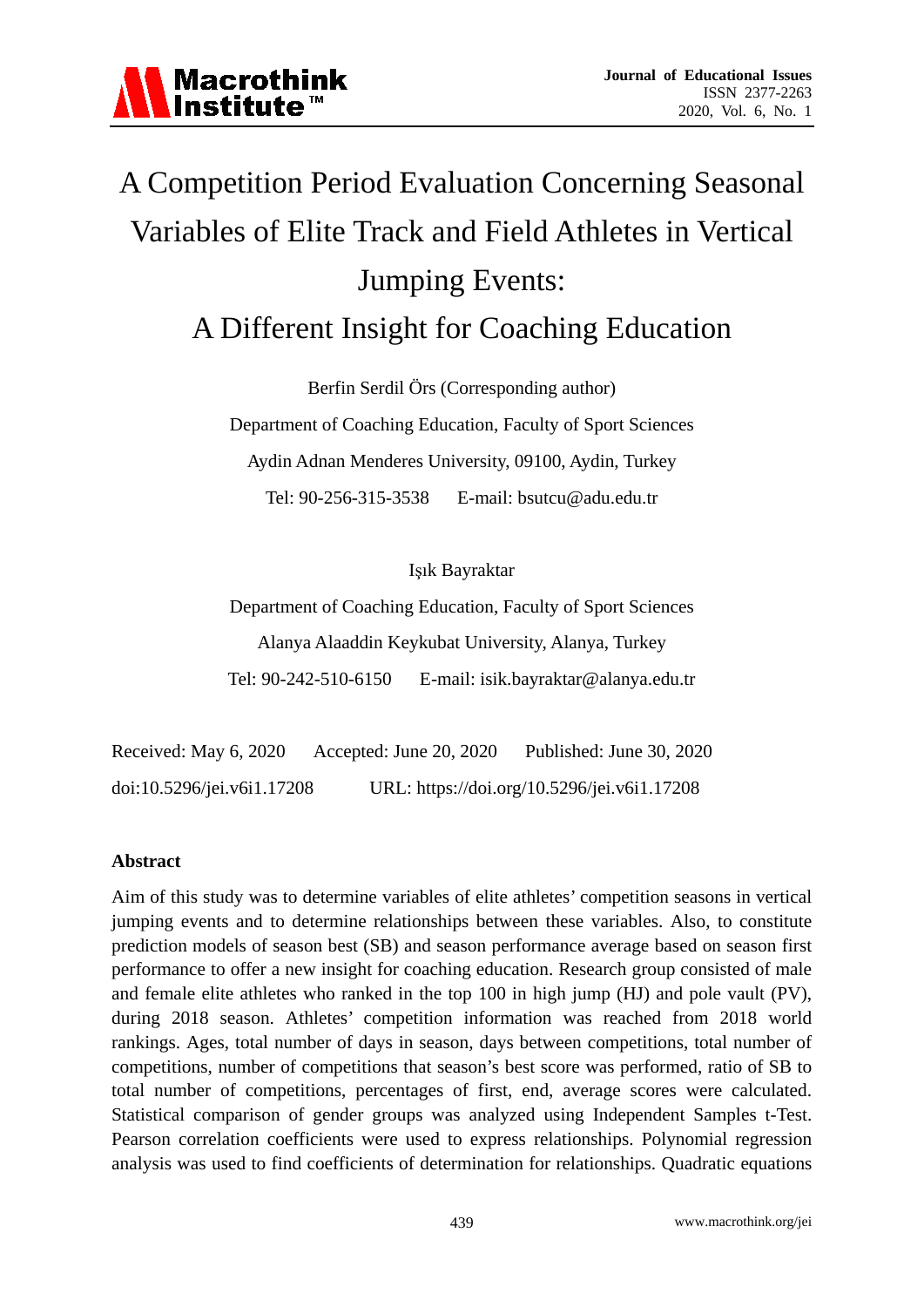# A Competition Period Evaluation Concerning Seasonal Variables of Elite Track and Field Athletes in Vertical Jumping Events: A Different Insight for Coaching Education

Berfin Serdil Örs (Corresponding author)

Department of Coaching Education, Faculty of Sport Sciences

Aydin Adnan Menderes University, 09100, Aydin, Turkey

Tel: 90-256-315-3538 E-mail: bsutcu@adu.edu.tr

Işık Bayraktar

Department of Coaching Education, Faculty of Sport Sciences

Alanya Alaaddin Keykubat University, Alanya, Turkey

Tel: 90-242-510-6150 E-mail: isik.bayraktar@alanya.edu.tr

Received: May 6, 2020 Accepted: June 20, 2020 Published: June 30, 2020

doi:10.5296/jei.v6i1.17208 URL: https://doi.org/10.5296/jei.v6i1.17208

**Abstract**

Aim of this study was to determine variables of elite athletes' competition seasons in vertical jumping events and to determine relationships between these variables. Also, to constitute prediction models of season best (SB) and season performance average based on season first performance to offer a new insight for coaching education. Research group consisted of male and female elite athletes who ranked in the top 100 in high jump (HJ) and pole vault (PV), during 2018 season. Athletes' competition information was reached from 2018 world rankings. Ages, total number of days in season, days between competitions, total number of competitions, number of competitions that season's best score was performed, ratio of SB to total number of competitions, percentages of first, end, average scores were calculated. Statistical comparison of gender groups was analyzed using Independent Samples t-Test. Pearson correlation coefficients were used to express relationships. Polynomial regression analysis was used to find coefficients of determination for relationships. Quadratic equations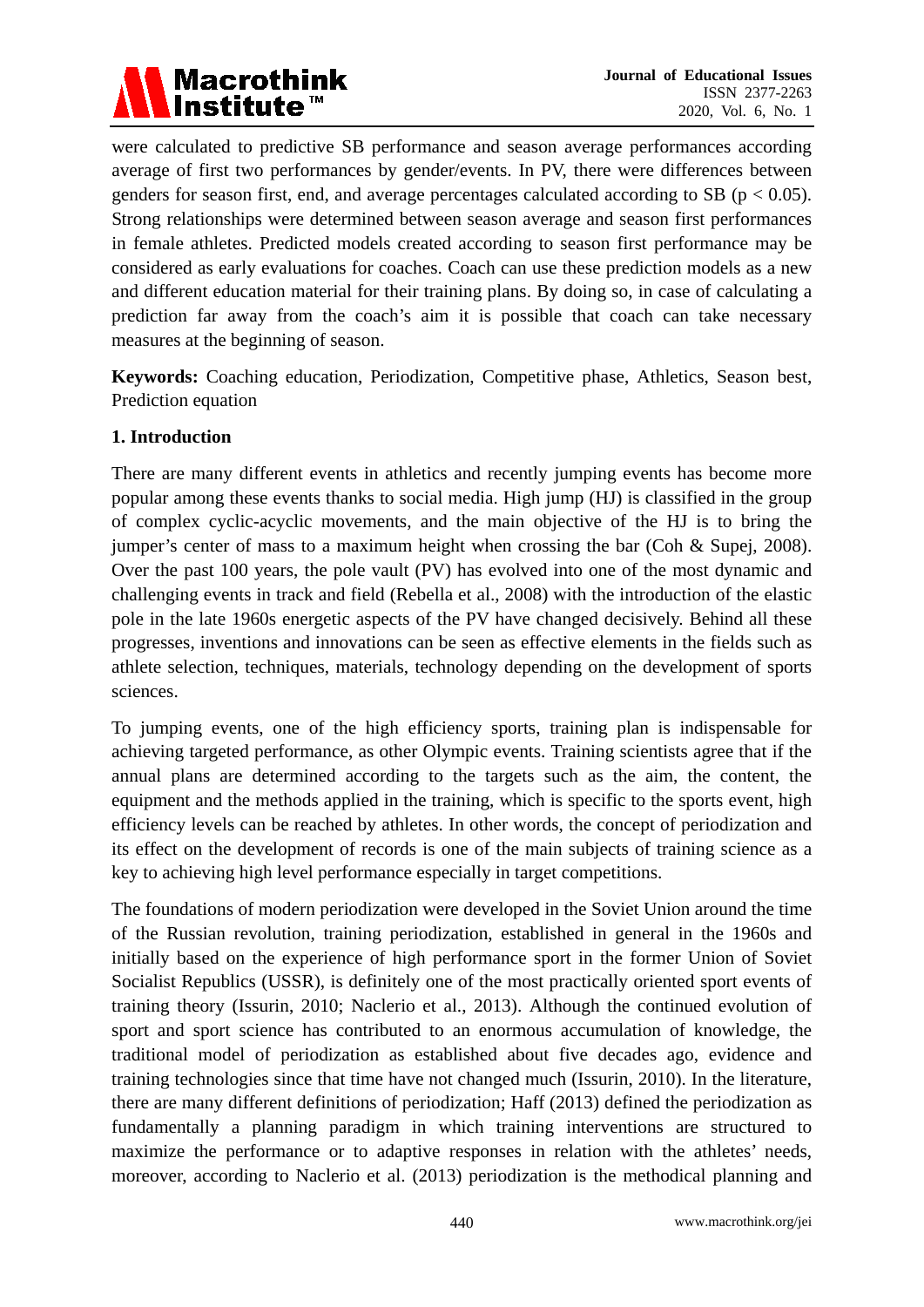were calculated to predictive SB performance and season average performances according average of first two performances by gender/events. In PV, there were differences between genders for season first, end, and average percentages calculated according to SB ($p < 0.05$). Strong relationships were determined between season average and season first performances in female athletes. Predicted models created according to season first performance may be considered as early evaluations for coaches. Coach can use these prediction models as a new and different education material for their training plans. By doing so, in case of calculating a prediction far away from the coach's aim it is possible that coach can take necessary measures at the beginning of season.

**Keywords:** Coaching education, Periodization, Competitive phase, Athletics, Season best, Prediction equation

## 1. Introduction

There are many different events in athletics and recently jumping events has become more popular among these events thanks to social media. High jump (HJ) is classified in the group of complex cyclic-acyclic movements, and the main objective of the HJ is to bring the jumper's center of mass to a maximum height when crossing the bar (Coh & Supej, 2008). Over the past 100 years, the pole vault (PV) has evolved into one of the most dynamic and challenging events in track and field (Rebella et al., 2008) with the introduction of the elastic pole in the late 1960s energetic aspects of the PV have changed decisively. Behind all these progresses, inventions and innovations can be seen as effective elements in the fields such as athlete selection, techniques, materials, technology depending on the development of sports sciences.

To jumping events, one of the high efficiency sports, training plan is indispensable for achieving targeted performance, as other Olympic events. Training scientists agree that if the annual plans are determined according to the targets such as the aim, the content, the equipment and the methods applied in the training, which is specific to the sports event, high efficiency levels can be reached by athletes. In other words, the concept of periodization and its effect on the development of records is one of the main subjects of training science as a key to achieving high level performance especially in target competitions.

The foundations of modern periodization were developed in the Soviet Union around the time of the Russian revolution, training periodization, established in general in the 1960s and initially based on the experience of high performance sport in the former Union of Soviet Socialist Republics (USSR), is definitely one of the most practically oriented sport events of training theory (Issurin, 2010; Naclerio et al., 2013). Although the continued evolution of sport and sport science has contributed to an enormous accumulation of knowledge, the traditional model of periodization as established about five decades ago, evidence and training technologies since that time have not changed much (Issurin, 2010). In the literature, there are many different definitions of periodization; Haff (2013) defined the periodization as fundamentally a planning paradigm in which training interventions are structured to maximize the performance or to adaptive responses in relation with the athletes' needs, moreover, according to Naclerio et al. (2013) periodization is the methodical planning and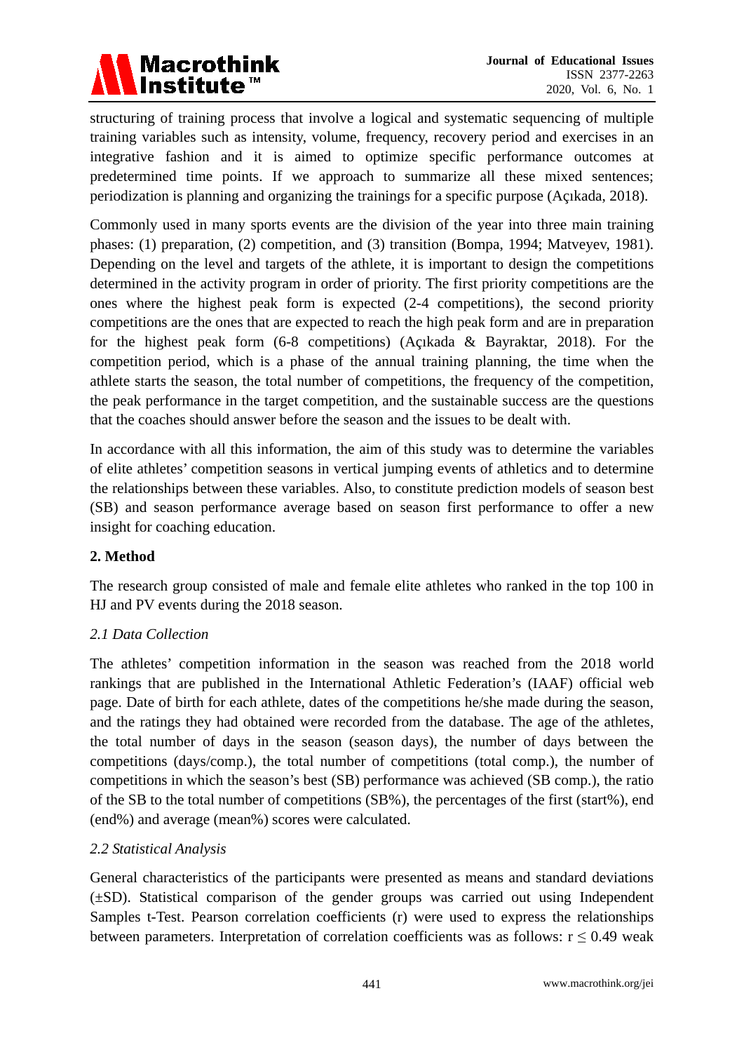structuring of training process that involve a logical and systematic sequencing of multiple training variables such as intensity, volume, frequency, recovery period and exercises in an integrative fashion and it is aimed to optimize specific performance outcomes at predetermined time points. If we approach to summarize all these mixed sentences; periodization is planning and organizing the trainings for a specific purpose (Açıkada, 2018).

Commonly used in many sports events are the division of the year into three main training phases: (1) preparation, (2) competition, and (3) transition (Bompa, 1994; Matveyev, 1981). Depending on the level and targets of the athlete, it is important to design the competitions determined in the activity program in order of priority. The first priority competitions are the ones where the highest peak form is expected (2-4 competitions), the second priority competitions are the ones that are expected to reach the high peak form and are in preparation for the highest peak form (6-8 competitions) (Açıkada & Bayraktar, 2018). For the competition period, which is a phase of the annual training planning, the time when the athlete starts the season, the total number of competitions, the frequency of the competition, the peak performance in the target competition, and the sustainable success are the questions that the coaches should answer before the season and the issues to be dealt with.

In accordance with all this information, the aim of this study was to determine the variables of elite athletes' competition seasons in vertical jumping events of athletics and to determine the relationships between these variables. Also, to constitute prediction models of season best (SB) and season performance average based on season first performance to offer a new insight for coaching education.

## 2. Method

The research group consisted of male and female elite athletes who ranked in the top 100 in HJ and PV events during the 2018 season.

### *2.1 Data Collection*

The athletes' competition information in the season was reached from the 2018 world rankings that are published in the International Athletic Federation's (IAAF) official web page. Date of birth for each athlete, dates of the competitions he/she made during the season, and the ratings they had obtained were recorded from the database. The age of the athletes, the total number of days in the season (season days), the number of days between the competitions (days/comp.), the total number of competitions (total comp.), the number of competitions in which the season's best (SB) performance was achieved (SB comp.), the ratio of the SB to the total number of competitions (SB%), the percentages of the first (start%), end (end%) and average (mean%) scores were calculated.

### *2.2 Statistical Analysis*

General characteristics of the participants were presented as means and standard deviations (±SD). Statistical comparison of the gender groups was carried out using Independent Samples t-Test. Pearson correlation coefficients (r) were used to express the relationships between parameters. Interpretation of correlation coefficients was as follows: $r \leq 0.49$ weak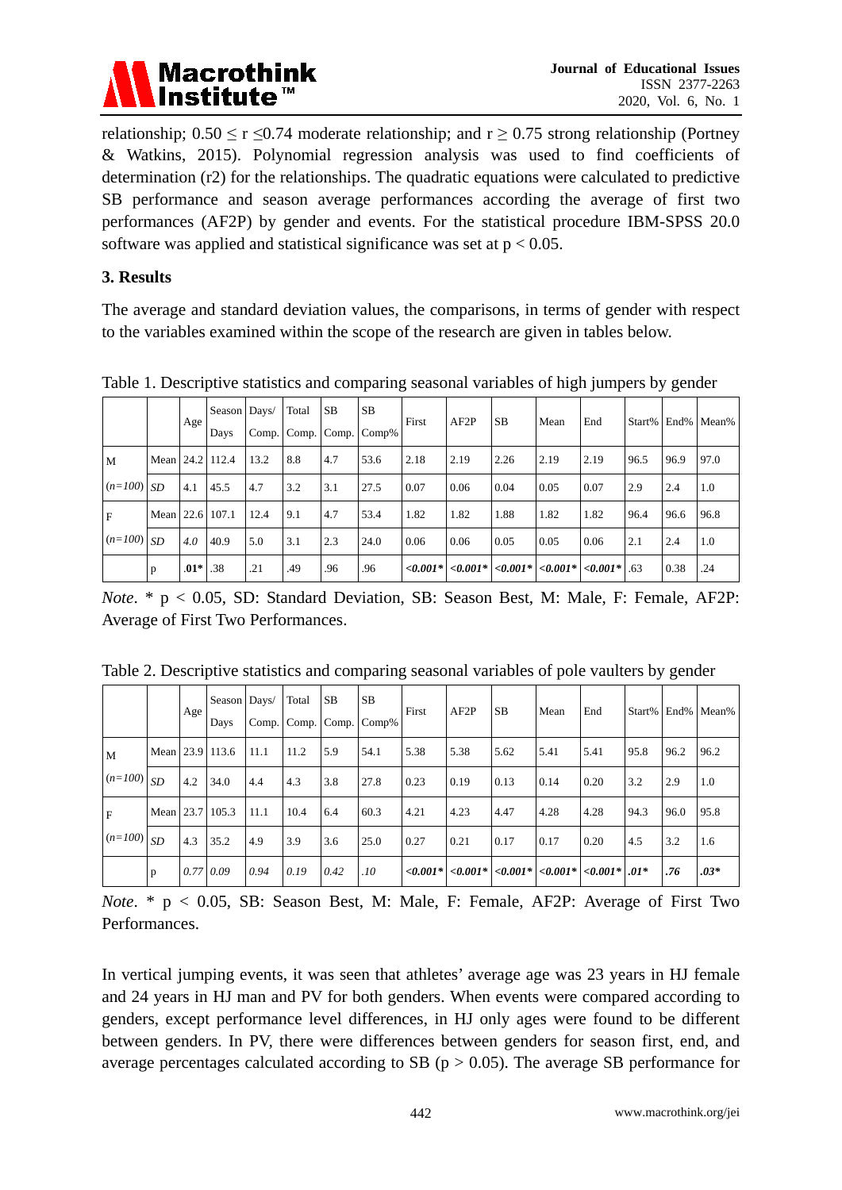relationship; $0.50 \leq r \leq 0.74$ moderate relationship; and $r \geq 0.75$ strong relationship (Portney & Watkins, 2015). Polynomial regression analysis was used to find coefficients of determination (r2) for the relationships. The quadratic equations were calculated to predictive SB performance and season average performances according the average of first two performances (AF2P) by gender and events. For the statistical procedure IBM-SPSS 20.0 software was applied and statistical significance was set at $p < 0.05$.

### 3. Results

The average and standard deviation values, the comparisons, in terms of gender with respect to the variables examined within the scope of the research are given in tables below.

Table 1. Descriptive statistics and comparing seasonal variables of high jumpers by gender

| | | Age | Season Days | Days/ Comp. | Total Comp. | SB Comp. | SB Comp% | First | AF2P | SB | Mean | End | Start% | End% | Mean% |
|---|---|---|---|---|---|---|---|---|---|---|---|---|---|---|---|
| M | Mean | 24.2 | 112.4 | 13.2 | 8.8 | 4.7 | 53.6 | 2.18 | 2.19 | 2.26 | 2.19 | 2.19 | 96.5 | 96.9 | 97.0 |
| *(n=100)* | *SD* | 4.1 | 45.5 | 4.7 | 3.2 | 3.1 | 27.5 | 0.07 | 0.06 | 0.04 | 0.05 | 0.07 | 2.9 | 2.4 | 1.0 |
| F | Mean | 22.6 | 107.1 | 12.4 | 9.1 | 4.7 | 53.4 | 1.82 | 1.82 | 1.88 | 1.82 | 1.82 | 96.4 | 96.6 | 96.8 |
| *(n=100)* | *SD* | *4.0* | 40.9 | 5.0 | 3.1 | 2.3 | 24.0 | 0.06 | 0.06 | 0.05 | 0.05 | 0.06 | 2.1 | 2.4 | 1.0 |
| | p | **.01*** | .38 | .21 | .49 | .96 | .96 | ***<0.001**** | ***<0.001**** | ***<0.001**** | ***<0.001**** | ***<0.001**** | .63 | 0.38 | .24 |

*Note*. * p < 0.05, SD: Standard Deviation, SB: Season Best, M: Male, F: Female, AF2P: Average of First Two Performances.

Table 2. Descriptive statistics and comparing seasonal variables of pole vaulters by gender

| | | Age | Season Days | Days/ Comp. | Total Comp. | SB Comp. | SB Comp% | First | AF2P | SB | Mean | End | Start% | End% | Mean% |
|---|---|---|---|---|---|---|---|---|---|---|---|---|---|---|---|
| M | Mean | 23.9 | 113.6 | 11.1 | 11.2 | 5.9 | 54.1 | 5.38 | 5.38 | 5.62 | 5.41 | 5.41 | 95.8 | 96.2 | 96.2 |
| *(n=100)* | *SD* | 4.2 | 34.0 | 4.4 | 4.3 | 3.8 | 27.8 | 0.23 | 0.19 | 0.13 | 0.14 | 0.20 | 3.2 | 2.9 | 1.0 |
| F | Mean | 23.7 | 105.3 | 11.1 | 10.4 | 6.4 | 60.3 | 4.21 | 4.23 | 4.47 | 4.28 | 4.28 | 94.3 | 96.0 | 95.8 |
| *(n=100)* | *SD* | 4.3 | 35.2 | 4.9 | 3.9 | 3.6 | 25.0 | 0.27 | 0.21 | 0.17 | 0.17 | 0.20 | 4.5 | 3.2 | 1.6 |
| | p | *0.77* | *0.09* | *0.94* | *0.19* | *0.42* | *.10* | ***<0.001**** | ***<0.001**** | ***<0.001**** | ***<0.001**** | ***<0.001**** | ***.01**** | ***.76*** | ***.03**** |

*Note*. * p < 0.05, SB: Season Best, M: Male, F: Female, AF2P: Average of First Two Performances.

In vertical jumping events, it was seen that athletes' average age was 23 years in HJ female and 24 years in HJ man and PV for both genders. When events were compared according to genders, except performance level differences, in HJ only ages were found to be different between genders. In PV, there were differences between genders for season first, end, and average percentages calculated according to SB ($p > 0.05$). The average SB performance for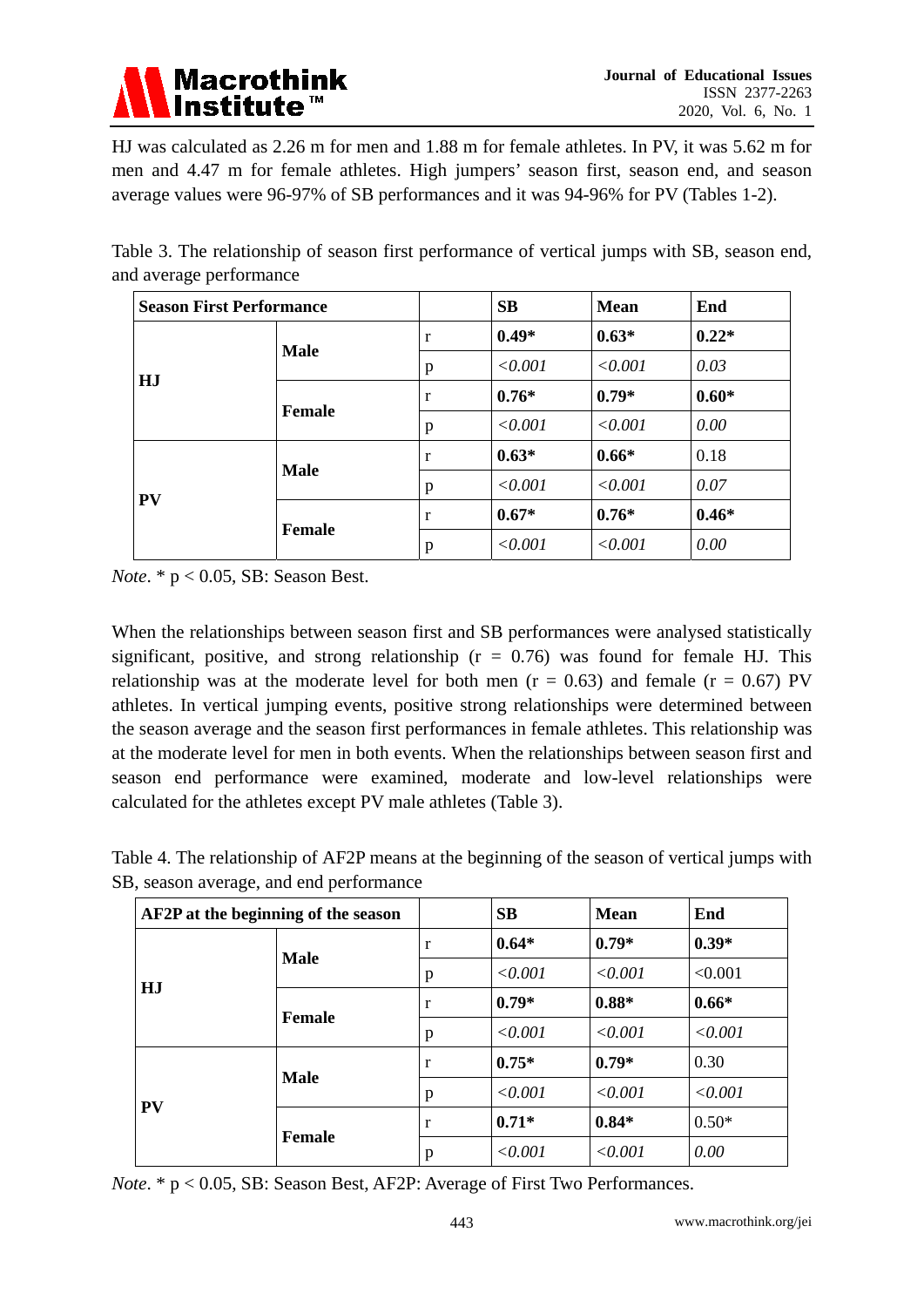HJ was calculated as 2.26 m for men and 1.88 m for female athletes. In PV, it was 5.62 m for men and 4.47 m for female athletes. High jumpers' season first, season end, and season average values were 96-97% of SB performances and it was 94-96% for PV (Tables 1-2).

Table 3. The relationship of season first performance of vertical jumps with SB, season end, and average performance

| **Season First Performance** | | | **SB** | **Mean** | **End** |
|---|---|---|---|---|---|
| **HJ** | **Male** | r | **0.49*** | **0.63*** | **0.22*** |
| | | p | *<0.001* | *<0.001* | *0.03* |
| | **Female** | r | **0.76*** | **0.79*** | **0.60*** |
| | | p | *<0.001* | *<0.001* | *0.00* |
| **PV** | **Male** | r | **0.63*** | **0.66*** | 0.18 |
| | | p | *<0.001* | *<0.001* | *0.07* |
| | **Female** | r | **0.67*** | **0.76*** | **0.46*** |
| | | p | *<0.001* | *<0.001* | *0.00* |

*Note*. * $p < 0.05$, SB: Season Best.

When the relationships between season first and SB performances were analysed statistically significant, positive, and strong relationship ($r = 0.76$) was found for female HJ. This relationship was at the moderate level for both men ($r = 0.63$) and female ($r = 0.67$) PV athletes. In vertical jumping events, positive strong relationships were determined between the season average and the season first performances in female athletes. This relationship was at the moderate level for men in both events. When the relationships between season first and season end performance were examined, moderate and low-level relationships were calculated for the athletes except PV male athletes (Table 3).

Table 4. The relationship of AF2P means at the beginning of the season of vertical jumps with SB, season average, and end performance

| **AF2P at the beginning of the season** | | | **SB** | **Mean** | **End** |
|---|---|---|---|---|---|
| **HJ** | **Male** | r | **0.64*** | **0.79*** | **0.39*** |
| | | p | *<0.001* | *<0.001* | <0.001 |
| | **Female** | r | **0.79*** | **0.88*** | **0.66*** |
| | | p | *<0.001* | *<0.001* | *<0.001* |
| **PV** | **Male** | r | **0.75*** | **0.79*** | 0.30 |
| | | p | *<0.001* | *<0.001* | *<0.001* |
| | **Female** | r | **0.71*** | **0.84*** | 0.50* |
| | | p | *<0.001* | *<0.001* | *0.00* |

*Note*. * $p < 0.05$, SB: Season Best, AF2P: Average of First Two Performances.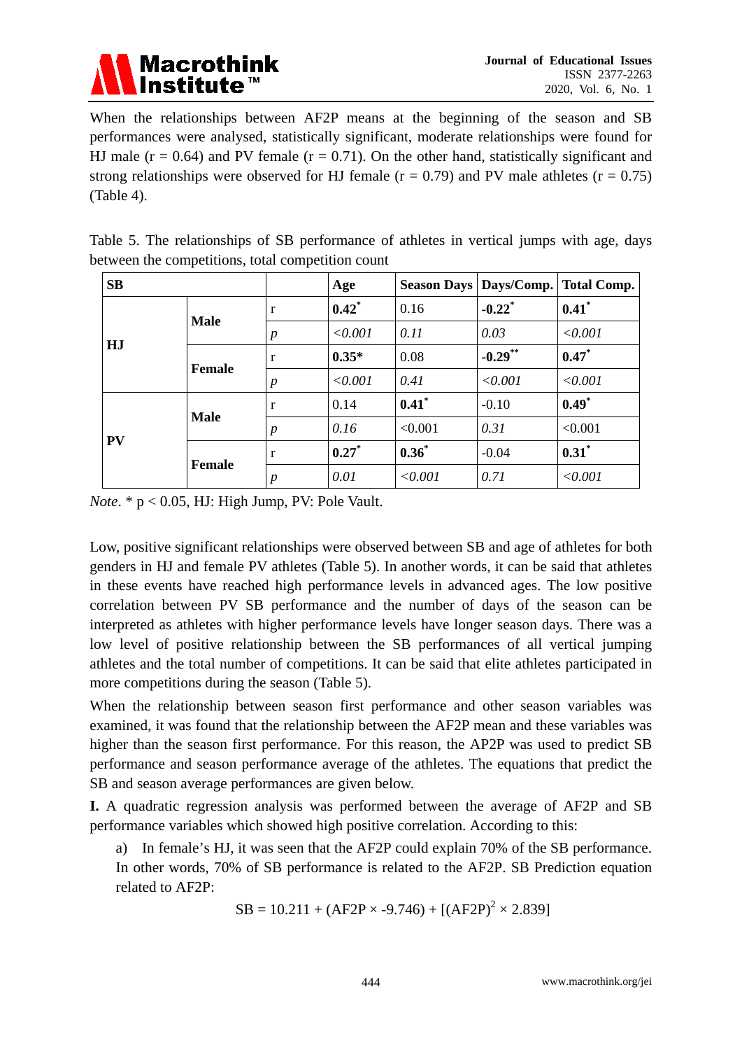When the relationships between AF2P means at the beginning of the season and SB performances were analysed, statistically significant, moderate relationships were found for HJ male ($r = 0.64$) and PV female ($r = 0.71$). On the other hand, statistically significant and strong relationships were observed for HJ female ($r = 0.79$) and PV male athletes ($r = 0.75$) (Table 4).

Table 5. The relationships of SB performance of athletes in vertical jumps with age, days between the competitions, total competition count

| SB | | | Age | Season Days | Days/Comp. | Total Comp. |
|---|---|---|---|---|---|---|
| HJ | Male | r | **0.42*** | 0.16 | **-0.22*** | **0.41*** |
| | | *p* | *<0.001* | *0.11* | *0.03* | *<0.001* |
| | Female | r | **0.35*** | 0.08 | **-0.29**** | **0.47*** |
| | | *p* | *<0.001* | *0.41* | *<0.001* | *<0.001* |
| PV | Male | r | 0.14 | **0.41*** | -0.10 | **0.49*** |
| | | *p* | *0.16* | <0.001 | *0.31* | <0.001 |
| | Female | r | **0.27*** | **0.36*** | -0.04 | **0.31*** |
| | | *p* | *0.01* | *<0.001* | *0.71* | *<0.001* |

*Note*. * $p < 0.05$, HJ: High Jump, PV: Pole Vault.

Low, positive significant relationships were observed between SB and age of athletes for both genders in HJ and female PV athletes (Table 5). In another words, it can be said that athletes in these events have reached high performance levels in advanced ages. The low positive correlation between PV SB performance and the number of days of the season can be interpreted as athletes with higher performance levels have longer season days. There was a low level of positive relationship between the SB performances of all vertical jumping athletes and the total number of competitions. It can be said that elite athletes participated in more competitions during the season (Table 5).

When the relationship between season first performance and other season variables was examined, it was found that the relationship between the AF2P mean and these variables was higher than the season first performance. For this reason, the AP2P was used to predict SB performance and season performance average of the athletes. The equations that predict the SB and season average performances are given below.

**I.** A quadratic regression analysis was performed between the average of AF2P and SB performance variables which showed high positive correlation. According to this:

a) In female's HJ, it was seen that the AF2P could explain 70% of the SB performance. In other words, 70% of SB performance is related to the AF2P. SB Prediction equation related to AF2P:

$$SB = 10.211 + (AF2P \times -9.746) + [(AF2P)^2 \times 2.839]$$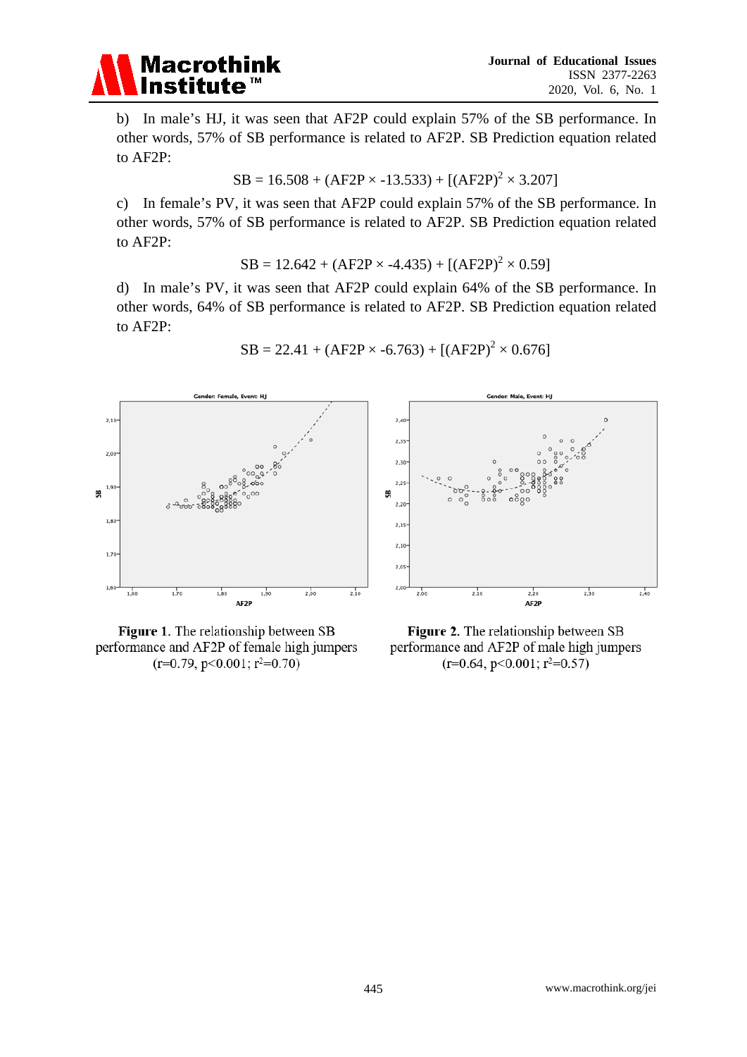b) In male's HJ, it was seen that AF2P could explain 57% of the SB performance. In other words, 57% of SB performance is related to AF2P. SB Prediction equation related to AF2P:

$$SB = 16.508 + (AF2P \times -13.533) + [(AF2P)^2 \times 3.207]$$

c) In female's PV, it was seen that AF2P could explain 57% of the SB performance. In other words, 57% of SB performance is related to AF2P. SB Prediction equation related to AF2P:

$$SB = 12.642 + (AF2P \times -4.435) + [(AF2P)^2 \times 0.59]$$

d) In male's PV, it was seen that AF2P could explain 64% of the SB performance. In other words, 64% of SB performance is related to AF2P. SB Prediction equation related to AF2P:

$$SB = 22.41 + (AF2P \times -6.763) + [(AF2P)^2 \times 0.676]$$

**Figure 1**. The relationship between SB performance and AF2P of female high jumpers ($r=0.79$, $p<0.001$; $r^2=0.70$)

**Figure 2**. The relationship between SB performance and AF2P of male high jumpers ($r=0.64$, $p<0.001$; $r^2=0.57$)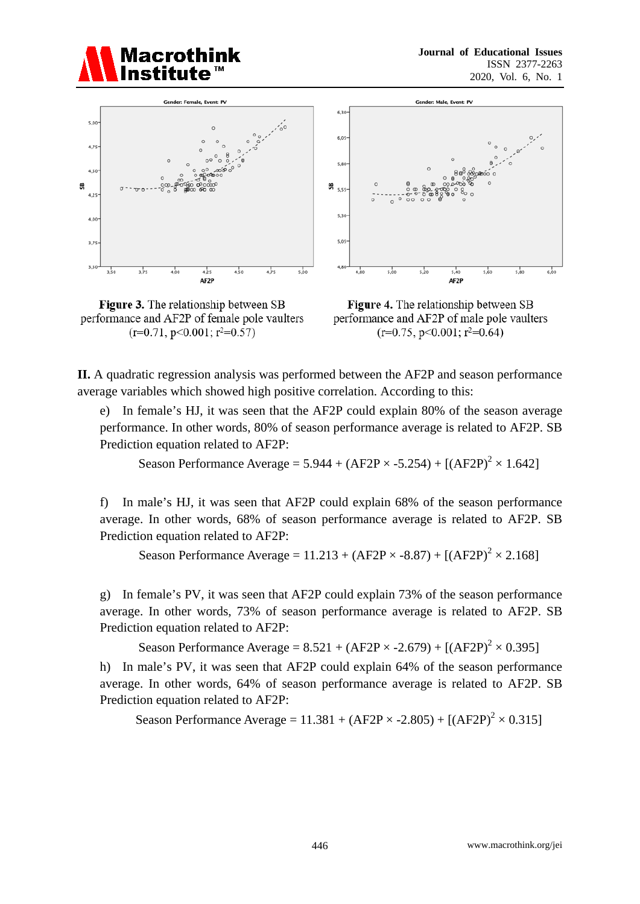**Figure 3.** The relationship between SB performance and AF2P of female pole vaulters ($r=0.71$, $p<0.001$; $r^2=0.57$)

**Figure 4.** The relationship between SB performance and AF2P of male pole vaulters ($r=0.75$, $p<0.001$; $r^2=0.64$)

**II.** A quadratic regression analysis was performed between the AF2P and season performance average variables which showed high positive correlation. According to this:

e) In female's HJ, it was seen that the AF2P could explain 80% of the season average performance. In other words, 80% of season performance average is related to AF2P. SB Prediction equation related to AF2P:

$$\text{Season Performance Average} = 5.944 + (\text{AF2P} \times -5.254) + [(\text{AF2P})^2 \times 1.642]$$

f) In male's HJ, it was seen that AF2P could explain 68% of the season performance average. In other words, 68% of season performance average is related to AF2P. SB Prediction equation related to AF2P:

$$\text{Season Performance Average} = 11.213 + (\text{AF2P} \times -8.87) + [(\text{AF2P})^2 \times 2.168]$$

g) In female's PV, it was seen that AF2P could explain 73% of the season performance average. In other words, 73% of season performance average is related to AF2P. SB Prediction equation related to AF2P:

$$\text{Season Performance Average} = 8.521 + (\text{AF2P} \times -2.679) + [(\text{AF2P})^2 \times 0.395]$$

h) In male's PV, it was seen that AF2P could explain 64% of the season performance average. In other words, 64% of season performance average is related to AF2P. SB Prediction equation related to AF2P:

$$\text{Season Performance Average} = 11.381 + (\text{AF2P} \times -2.805) + [(\text{AF2P})^2 \times 0.315]$$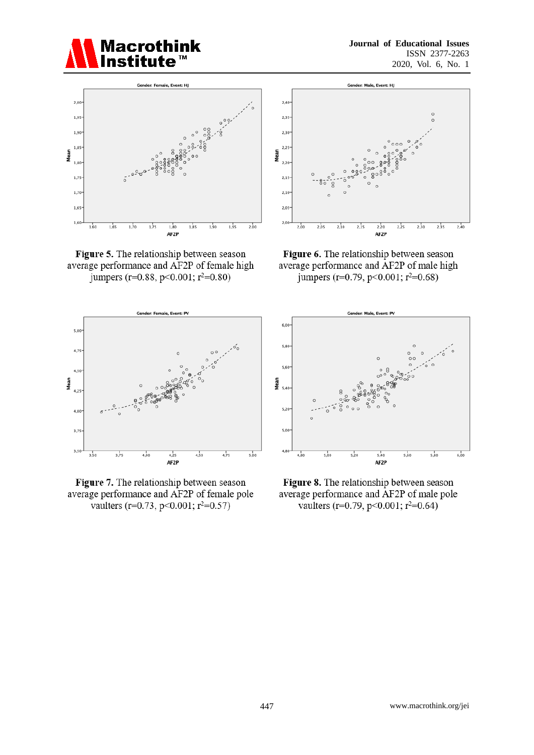**Figure 5.** The relationship between season average performance and AF2P of female high jumpers (r=0.88, $p<0.001$; $r^2$=0.80)

**Figure 6.** The relationship between season average performance and AF2P of male high jumpers (r=0.79, $p<0.001$; $r^2$=0.68)

**Figure 7.** The relationship between season average performance and AF2P of female pole vaulters (r=0.73, $p<0.001$; $r^2$=0.57)

**Figure 8.** The relationship between season average performance and AF2P of male pole vaulters (r=0.79, $p<0.001$; $r^2$=0.64)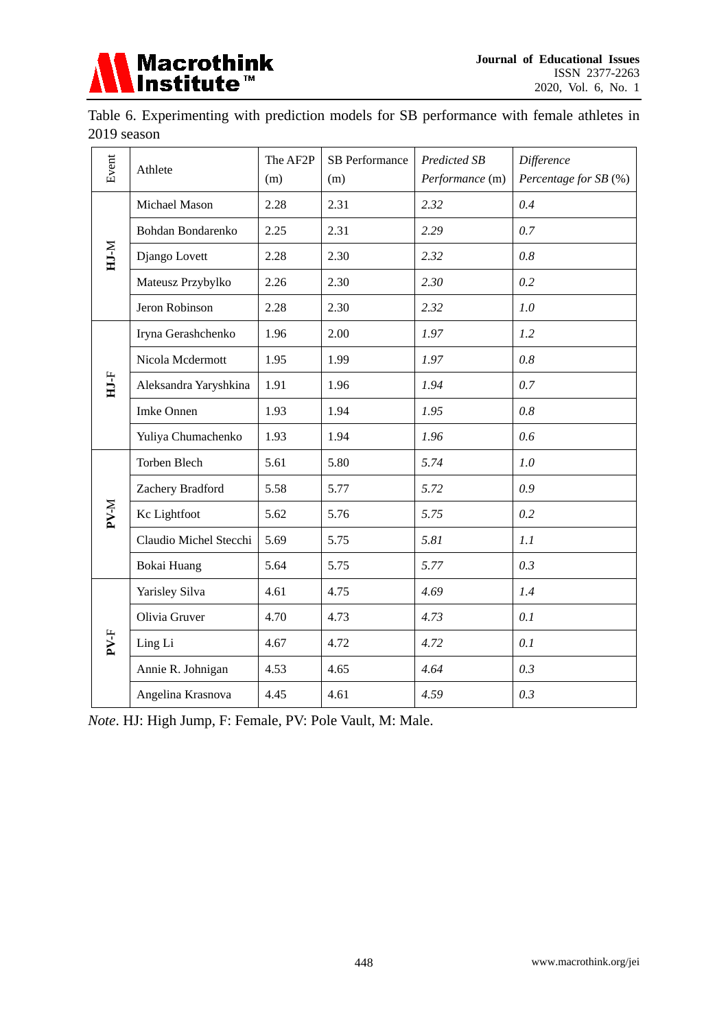Table 6. Experimenting with prediction models for SB performance with female athletes in 2019 season

| Event | Athlete | The AF2P (m) | SB Performance (m) | *Predicted SB Performance* (m) | *Difference Percentage for SB* (%) |
|---|---|---|---|---|---|
| **HJ-M** | Michael Mason | 2.28 | 2.31 | *2.32* | *0.4* |
| | Bohdan Bondarenko | 2.25 | 2.31 | *2.29* | *0.7* |
| | Django Lovett | 2.28 | 2.30 | *2.32* | *0.8* |
| | Mateusz Przybylko | 2.26 | 2.30 | *2.30* | *0.2* |
| | Jeron Robinson | 2.28 | 2.30 | *2.32* | *1.0* |
| **HJ-F** | Iryna Gerashchenko | 1.96 | 2.00 | *1.97* | *1.2* |
| | Nicola Mcdermott | 1.95 | 1.99 | *1.97* | *0.8* |
| | Aleksandra Yaryshkina | 1.91 | 1.96 | *1.94* | *0.7* |
| | Imke Onnen | 1.93 | 1.94 | *1.95* | *0.8* |
| | Yuliya Chumachenko | 1.93 | 1.94 | *1.96* | *0.6* |
| **PV-M** | Torben Blech | 5.61 | 5.80 | *5.74* | *1.0* |
| | Zachery Bradford | 5.58 | 5.77 | *5.72* | *0.9* |
| | Kc Lightfoot | 5.62 | 5.76 | *5.75* | *0.2* |
| | Claudio Michel Stecchi | 5.69 | 5.75 | *5.81* | *1.1* |
| | Bokai Huang | 5.64 | 5.75 | *5.77* | *0.3* |
| **PV-F** | Yarisley Silva | 4.61 | 4.75 | *4.69* | *1.4* |
| | Olivia Gruver | 4.70 | 4.73 | *4.73* | *0.1* |
| | Ling Li | 4.67 | 4.72 | *4.72* | *0.1* |
| | Annie R. Johnigan | 4.53 | 4.65 | *4.64* | *0.3* |
| | Angelina Krasnova | 4.45 | 4.61 | *4.59* | *0.3* |

*Note*. HJ: High Jump, F: Female, PV: Pole Vault, M: Male.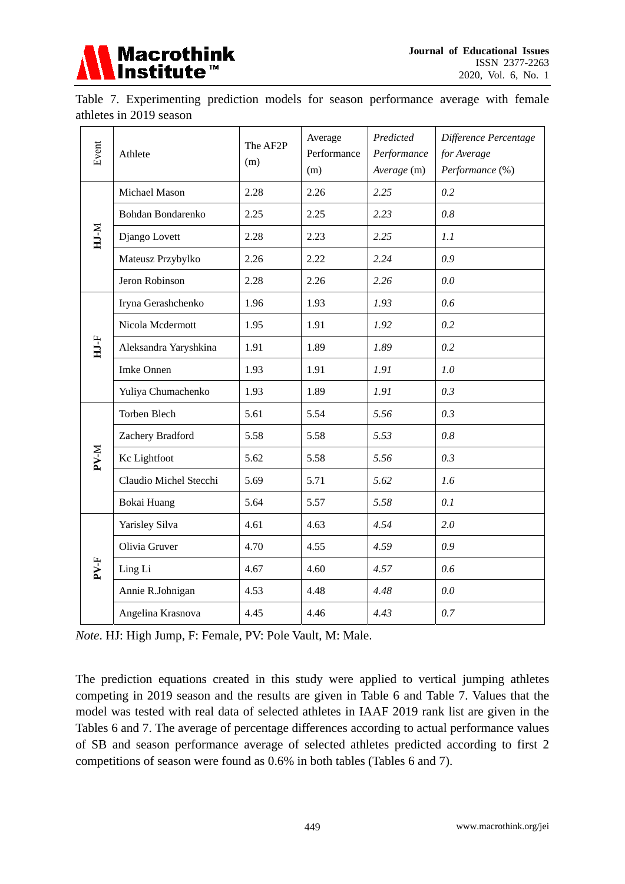Table 7. Experimenting prediction models for season performance average with female athletes in 2019 season

| Event | Athlete | The AF2P (m) | Average Performance (m) | *Predicted Performance Average* (m) | *Difference Percentage for Average Performance* (%) |
|---|---|---|---|---|---|
| HJ-M | Michael Mason | 2.28 | 2.26 | *2.25* | *0.2* |
| | Bohdan Bondarenko | 2.25 | 2.25 | *2.23* | *0.8* |
| | Django Lovett | 2.28 | 2.23 | *2.25* | *1.1* |
| | Mateusz Przybylko | 2.26 | 2.22 | *2.24* | *0.9* |
| | Jeron Robinson | 2.28 | 2.26 | *2.26* | *0.0* |
| HJ-F | Iryna Gerashchenko | 1.96 | 1.93 | *1.93* | *0.6* |
| | Nicola Mcdermott | 1.95 | 1.91 | *1.92* | *0.2* |
| | Aleksandra Yaryshkina | 1.91 | 1.89 | *1.89* | *0.2* |
| | Imke Onnen | 1.93 | 1.91 | *1.91* | *1.0* |
| | Yuliya Chumachenko | 1.93 | 1.89 | *1.91* | *0.3* |
| PV-M | Torben Blech | 5.61 | 5.54 | *5.56* | *0.3* |
| | Zachery Bradford | 5.58 | 5.58 | *5.53* | *0.8* |
| | Kc Lightfoot | 5.62 | 5.58 | *5.56* | *0.3* |
| | Claudio Michel Stecchi | 5.69 | 5.71 | *5.62* | *1.6* |
| | Bokai Huang | 5.64 | 5.57 | *5.58* | *0.1* |
| PV-F | Yarisley Silva | 4.61 | 4.63 | *4.54* | *2.0* |
| | Olivia Gruver | 4.70 | 4.55 | *4.59* | *0.9* |
| | Ling Li | 4.67 | 4.60 | *4.57* | *0.6* |
| | Annie R.Johnigan | 4.53 | 4.48 | *4.48* | *0.0* |
| | Angelina Krasnova | 4.45 | 4.46 | *4.43* | *0.7* |

*Note*. HJ: High Jump, F: Female, PV: Pole Vault, M: Male.

The prediction equations created in this study were applied to vertical jumping athletes competing in 2019 season and the results are given in Table 6 and Table 7. Values that the model was tested with real data of selected athletes in IAAF 2019 rank list are given in the Tables 6 and 7. The average of percentage differences according to actual performance values of SB and season performance average of selected athletes predicted according to first 2 competitions of season were found as 0.6% in both tables (Tables 6 and 7).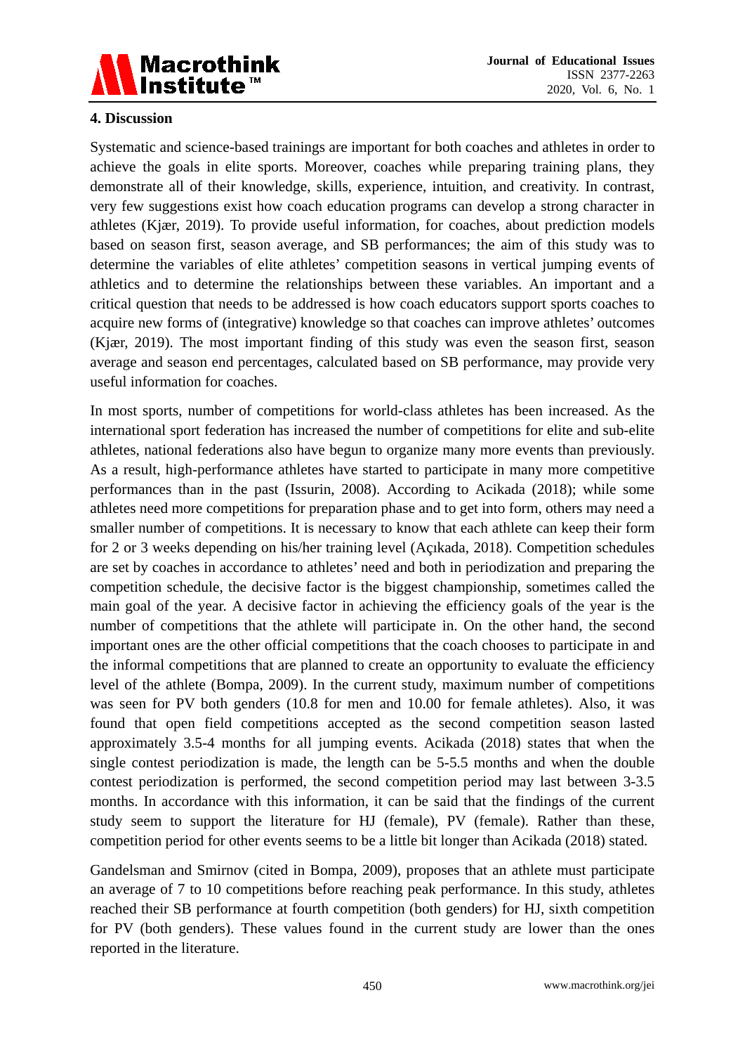## 4. Discussion

Systematic and science-based trainings are important for both coaches and athletes in order to achieve the goals in elite sports. Moreover, coaches while preparing training plans, they demonstrate all of their knowledge, skills, experience, intuition, and creativity. In contrast, very few suggestions exist how coach education programs can develop a strong character in athletes (Kjær, 2019). To provide useful information, for coaches, about prediction models based on season first, season average, and SB performances; the aim of this study was to determine the variables of elite athletes' competition seasons in vertical jumping events of athletics and to determine the relationships between these variables. An important and a critical question that needs to be addressed is how coach educators support sports coaches to acquire new forms of (integrative) knowledge so that coaches can improve athletes' outcomes (Kjær, 2019). The most important finding of this study was even the season first, season average and season end percentages, calculated based on SB performance, may provide very useful information for coaches.

In most sports, number of competitions for world-class athletes has been increased. As the international sport federation has increased the number of competitions for elite and sub-elite athletes, national federations also have begun to organize many more events than previously. As a result, high-performance athletes have started to participate in many more competitive performances than in the past (Issurin, 2008). According to Acikada (2018); while some athletes need more competitions for preparation phase and to get into form, others may need a smaller number of competitions. It is necessary to know that each athlete can keep their form for 2 or 3 weeks depending on his/her training level (Açıkada, 2018). Competition schedules are set by coaches in accordance to athletes' need and both in periodization and preparing the competition schedule, the decisive factor is the biggest championship, sometimes called the main goal of the year. A decisive factor in achieving the efficiency goals of the year is the number of competitions that the athlete will participate in. On the other hand, the second important ones are the other official competitions that the coach chooses to participate in and the informal competitions that are planned to create an opportunity to evaluate the efficiency level of the athlete (Bompa, 2009). In the current study, maximum number of competitions was seen for PV both genders (10.8 for men and 10.00 for female athletes). Also, it was found that open field competitions accepted as the second competition season lasted approximately 3.5-4 months for all jumping events. Acikada (2018) states that when the single contest periodization is made, the length can be 5-5.5 months and when the double contest periodization is performed, the second competition period may last between 3-3.5 months. In accordance with this information, it can be said that the findings of the current study seem to support the literature for HJ (female), PV (female). Rather than these, competition period for other events seems to be a little bit longer than Acikada (2018) stated.

Gandelsman and Smirnov (cited in Bompa, 2009), proposes that an athlete must participate an average of 7 to 10 competitions before reaching peak performance. In this study, athletes reached their SB performance at fourth competition (both genders) for HJ, sixth competition for PV (both genders). These values found in the current study are lower than the ones reported in the literature.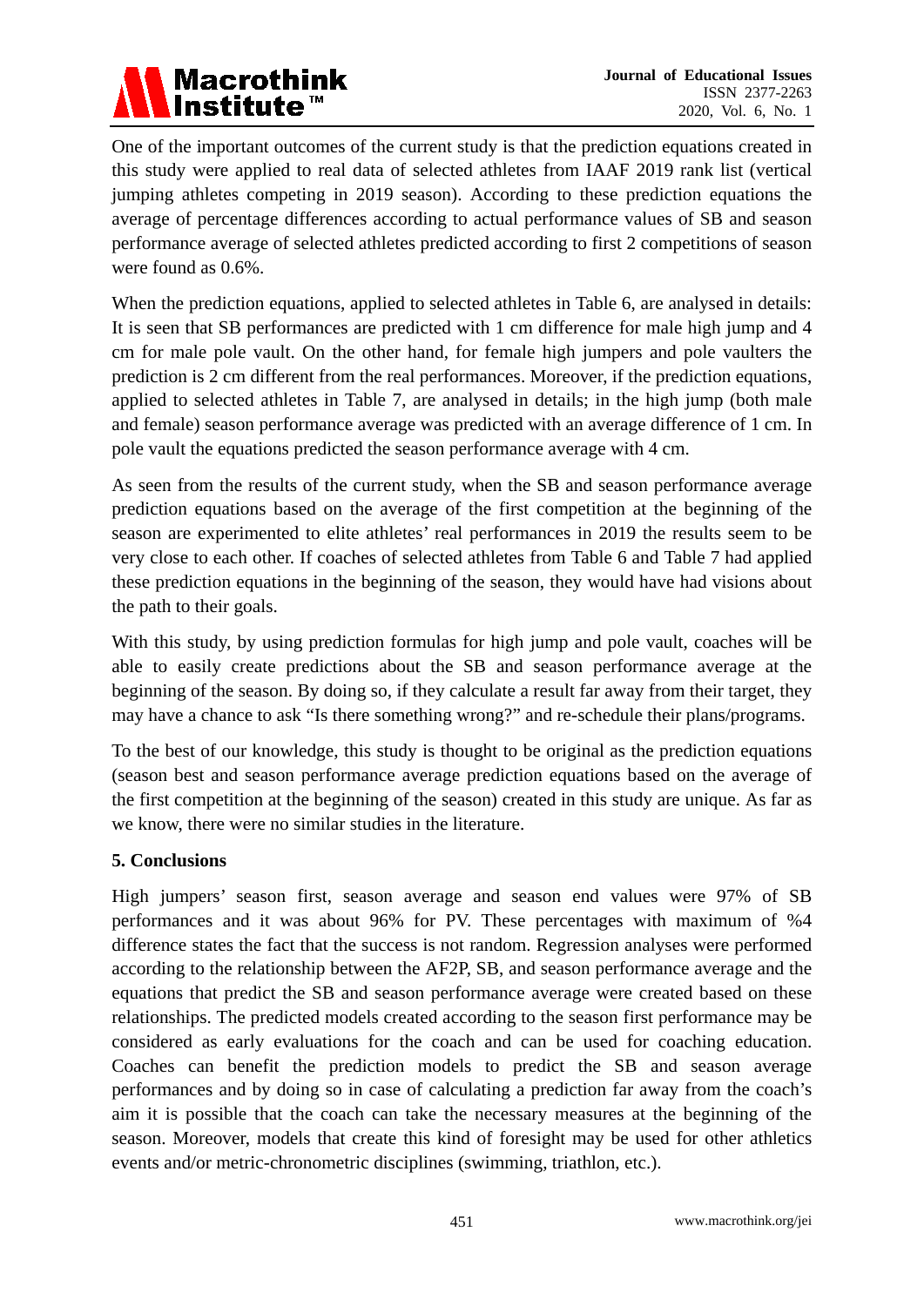One of the important outcomes of the current study is that the prediction equations created in this study were applied to real data of selected athletes from IAAF 2019 rank list (vertical jumping athletes competing in 2019 season). According to these prediction equations the average of percentage differences according to actual performance values of SB and season performance average of selected athletes predicted according to first 2 competitions of season were found as 0.6%.

When the prediction equations, applied to selected athletes in Table 6, are analysed in details: It is seen that SB performances are predicted with 1 cm difference for male high jump and 4 cm for male pole vault. On the other hand, for female high jumpers and pole vaulters the prediction is 2 cm different from the real performances. Moreover, if the prediction equations, applied to selected athletes in Table 7, are analysed in details; in the high jump (both male and female) season performance average was predicted with an average difference of 1 cm. In pole vault the equations predicted the season performance average with 4 cm.

As seen from the results of the current study, when the SB and season performance average prediction equations based on the average of the first competition at the beginning of the season are experimented to elite athletes' real performances in 2019 the results seem to be very close to each other. If coaches of selected athletes from Table 6 and Table 7 had applied these prediction equations in the beginning of the season, they would have had visions about the path to their goals.

With this study, by using prediction formulas for high jump and pole vault, coaches will be able to easily create predictions about the SB and season performance average at the beginning of the season. By doing so, if they calculate a result far away from their target, they may have a chance to ask "Is there something wrong?" and re-schedule their plans/programs.

To the best of our knowledge, this study is thought to be original as the prediction equations (season best and season performance average prediction equations based on the average of the first competition at the beginning of the season) created in this study are unique. As far as we know, there were no similar studies in the literature.

## 5. Conclusions

High jumpers' season first, season average and season end values were 97% of SB performances and it was about 96% for PV. These percentages with maximum of %4 difference states the fact that the success is not random. Regression analyses were performed according to the relationship between the AF2P, SB, and season performance average and the equations that predict the SB and season performance average were created based on these relationships. The predicted models created according to the season first performance may be considered as early evaluations for the coach and can be used for coaching education. Coaches can benefit the prediction models to predict the SB and season average performances and by doing so in case of calculating a prediction far away from the coach's aim it is possible that the coach can take the necessary measures at the beginning of the season. Moreover, models that create this kind of foresight may be used for other athletics events and/or metric-chronometric disciplines (swimming, triathlon, etc.).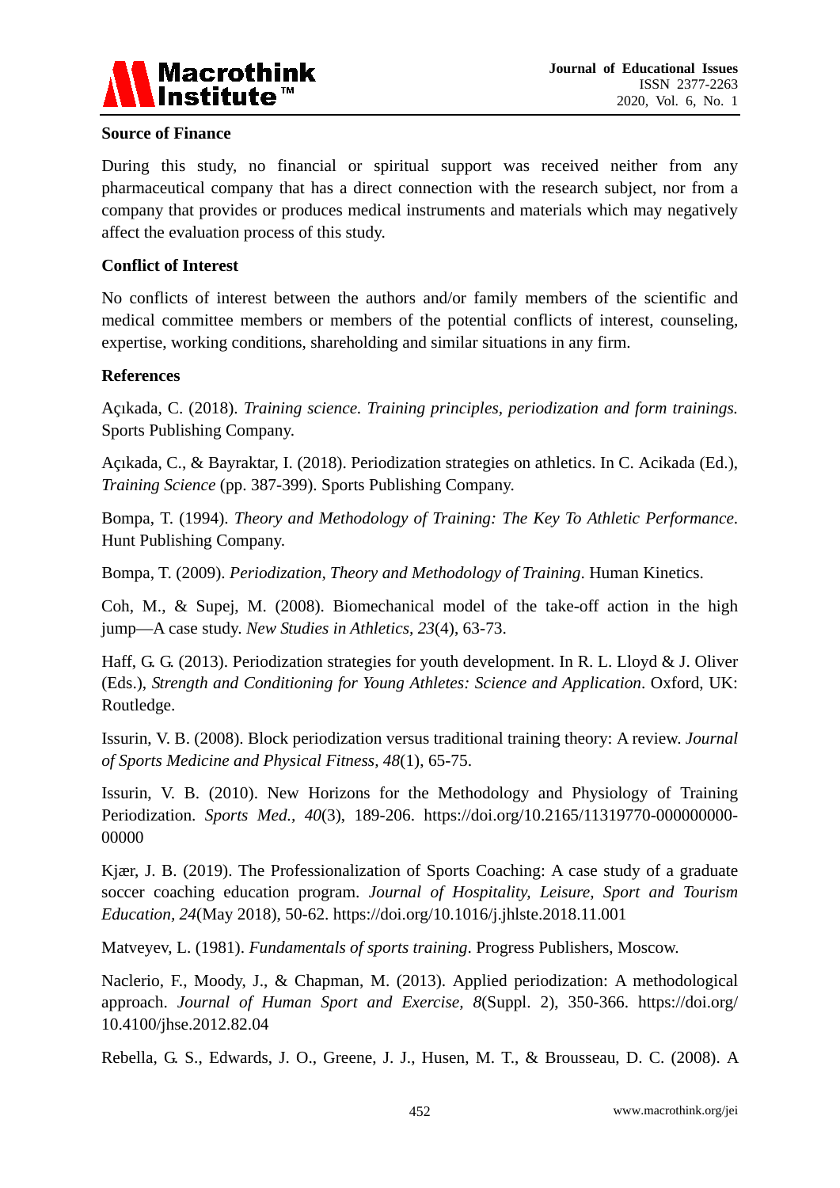### Source of Finance

During this study, no financial or spiritual support was received neither from any pharmaceutical company that has a direct connection with the research subject, nor from a company that provides or produces medical instruments and materials which may negatively affect the evaluation process of this study.

### Conflict of Interest

No conflicts of interest between the authors and/or family members of the scientific and medical committee members or members of the potential conflicts of interest, counseling, expertise, working conditions, shareholding and similar situations in any firm.

### References

Açıkada, C. (2018). *Training science. Training principles, periodization and form trainings.* Sports Publishing Company.

Açıkada, C., & Bayraktar, I. (2018). Periodization strategies on athletics. In C. Acikada (Ed.), *Training Science* (pp. 387-399). Sports Publishing Company.

Bompa, T. (1994). *Theory and Methodology of Training: The Key To Athletic Performance*. Hunt Publishing Company.

Bompa, T. (2009). *Periodization, Theory and Methodology of Training*. Human Kinetics.

Coh, M., & Supej, M. (2008). Biomechanical model of the take-off action in the high jump—A case study. *New Studies in Athletics, 23*(4), 63-73.

Haff, G. G. (2013). Periodization strategies for youth development. In R. L. Lloyd & J. Oliver (Eds.), *Strength and Conditioning for Young Athletes: Science and Application*. Oxford, UK: Routledge.

Issurin, V. B. (2008). Block periodization versus traditional training theory: A review. *Journal of Sports Medicine and Physical Fitness, 48*(1), 65-75.

Issurin, V. B. (2010). New Horizons for the Methodology and Physiology of Training Periodization. *Sports Med., 40*(3), 189-206. https://doi.org/10.2165/11319770-000000000-00000

Kjær, J. B. (2019). The Professionalization of Sports Coaching: A case study of a graduate soccer coaching education program. *Journal of Hospitality, Leisure, Sport and Tourism Education, 24*(May 2018), 50-62. https://doi.org/10.1016/j.jhlste.2018.11.001

Matveyev, L. (1981). *Fundamentals of sports training*. Progress Publishers, Moscow.

Naclerio, F., Moody, J., & Chapman, M. (2013). Applied periodization: A methodological approach. *Journal of Human Sport and Exercise, 8*(Suppl. 2), 350-366. https://doi.org/10.4100/jhse.2012.82.04

Rebella, G. S., Edwards, J. O., Greene, J. J., Husen, M. T., & Brousseau, D. C. (2008). A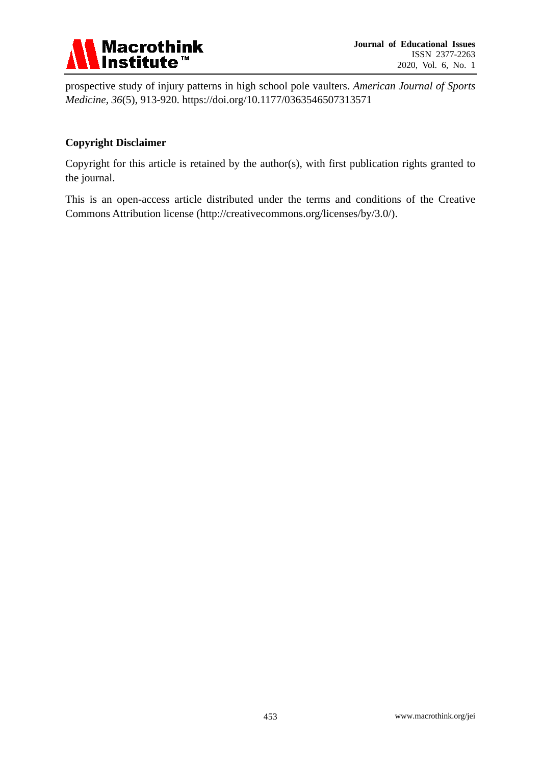prospective study of injury patterns in high school pole vaulters. *American Journal of Sports Medicine*, *36*(5), 913-920. https://doi.org/10.1177/0363546507313571

**Copyright Disclaimer**

Copyright for this article is retained by the author(s), with first publication rights granted to the journal.

This is an open-access article distributed under the terms and conditions of the Creative Commons Attribution license (http://creativecommons.org/licenses/by/3.0/).